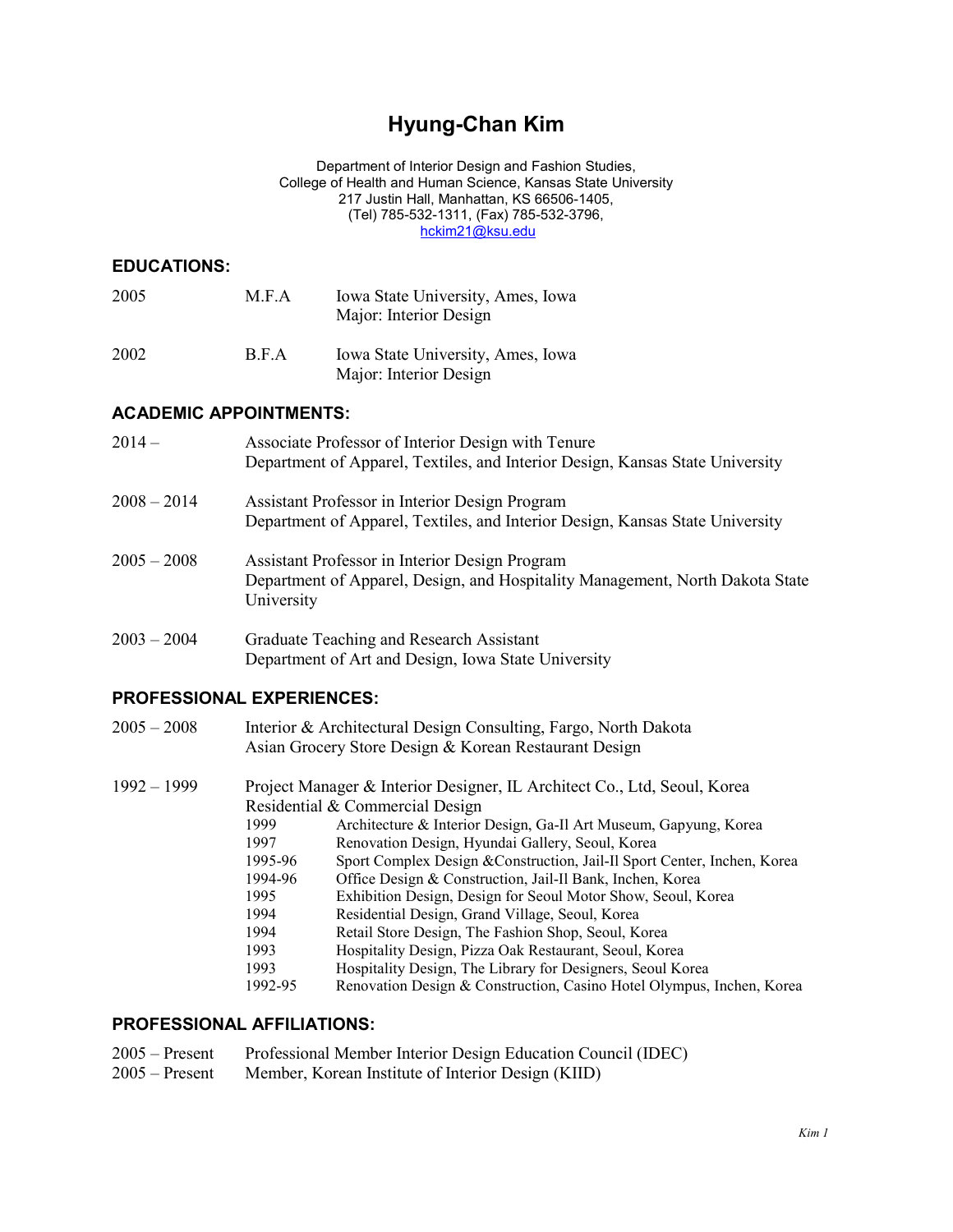# Hyung-Chan Kim

Department of Interior Design and Fashion Studies,
College of Health and Human Science, Kansas State University
217 Justin Hall, Manhattan, KS 66506-1405,
(Tel) 785-532-1311, (Fax) 785-532-3796,
hckim21@ksu.edu

## EDUCATIONS:

2005 M.F.A Iowa State University, Ames, Iowa
Major: Interior Design

2002 B.F.A Iowa State University, Ames, Iowa
Major: Interior Design

## ACADEMIC APPOINTMENTS:

2014 – Associate Professor of Interior Design with Tenure
Department of Apparel, Textiles, and Interior Design, Kansas State University

2008 – 2014 Assistant Professor in Interior Design Program
Department of Apparel, Textiles, and Interior Design, Kansas State University

2005 – 2008 Assistant Professor in Interior Design Program
Department of Apparel, Design, and Hospitality Management, North Dakota State University

2003 – 2004 Graduate Teaching and Research Assistant
Department of Art and Design, Iowa State University

## PROFESSIONAL EXPERIENCES:

2005 – 2008 Interior & Architectural Design Consulting, Fargo, North Dakota
Asian Grocery Store Design & Korean Restaurant Design

1992 – 1999 Project Manager & Interior Designer, IL Architect Co., Ltd, Seoul, Korea
Residential & Commercial Design

- 1999 Architecture & Interior Design, Ga-Il Art Museum, Gapyung, Korea
- 1997 Renovation Design, Hyundai Gallery, Seoul, Korea
- 1995-96 Sport Complex Design &Construction, Jail-Il Sport Center, Inchen, Korea
- 1994-96 Office Design & Construction, Jail-Il Bank, Inchen, Korea
- 1995 Exhibition Design, Design for Seoul Motor Show, Seoul, Korea
- 1994 Residential Design, Grand Village, Seoul, Korea
- 1994 Retail Store Design, The Fashion Shop, Seoul, Korea
- 1993 Hospitality Design, Pizza Oak Restaurant, Seoul, Korea
- 1993 Hospitality Design, The Library for Designers, Seoul Korea
- 1992-95 Renovation Design & Construction, Casino Hotel Olympus, Inchen, Korea

## PROFESSIONAL AFFILIATIONS:

2005 – Present Professional Member Interior Design Education Council (IDEC)
2005 – Present Member, Korean Institute of Interior Design (KIID)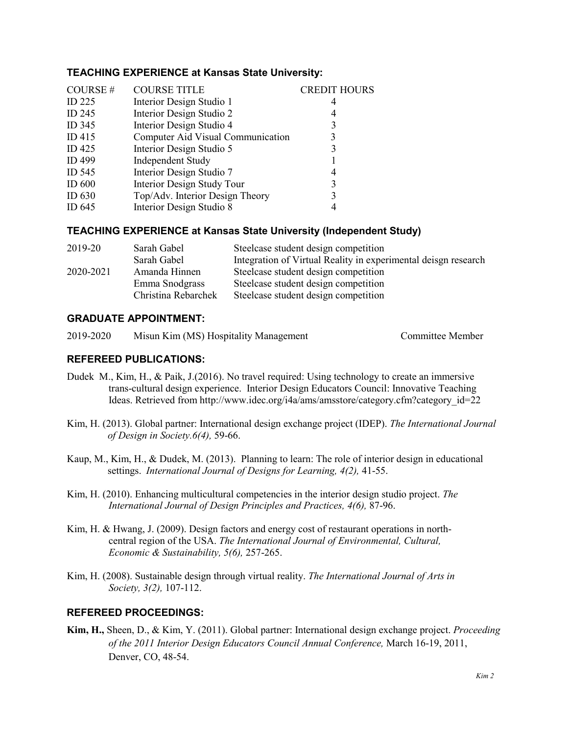## TEACHING EXPERIENCE at Kansas State University:

| COURSE # | COURSE TITLE | CREDIT HOURS |
|---|---|---|
| ID 225 | Interior Design Studio 1 | 4 |
| ID 245 | Interior Design Studio 2 | 4 |
| ID 345 | Interior Design Studio 4 | 3 |
| ID 415 | Computer Aid Visual Communication | 3 |
| ID 425 | Interior Design Studio 5 | 3 |
| ID 499 | Independent Study | 1 |
| ID 545 | Interior Design Studio 7 | 4 |
| ID 600 | Interior Design Study Tour | 3 |
| ID 630 | Top/Adv. Interior Design Theory | 3 |
| ID 645 | Interior Design Studio 8 | 4 |

## TEACHING EXPERIENCE at Kansas State University (Independent Study)

| | | |
|---|---|---|
| 2019-20 | Sarah Gabel | Steelcase student design competition |
| | Sarah Gabel | Integration of Virtual Reality in experimental deisgn research |
| 2020-2021 | Amanda Hinnen | Steelcase student design competition |
| | Emma Snodgrass | Steelcase student design competition |
| | Christina Rebarchek | Steelcase student design competition |

## GRADUATE APPOINTMENT:

2019-2020 Misun Kim (MS) Hospitality Management Committee Member

## REFEREED PUBLICATIONS:

Dudek M., Kim, H., & Paik, J.(2016). No travel required: Using technology to create an immersive trans-cultural design experience. Interior Design Educators Council: Innovative Teaching Ideas. Retrieved from http://www.idec.org/i4a/ams/amsstore/category.cfm?category_id=22

Kim, H. (2013). Global partner: International design exchange project (IDEP). *The International Journal of Design in Society.6(4),* 59-66.

Kaup, M., Kim, H., & Dudek, M. (2013). Planning to learn: The role of interior design in educational settings. *International Journal of Designs for Learning, 4(2),* 41-55.

Kim, H. (2010). Enhancing multicultural competencies in the interior design studio project. *The International Journal of Design Principles and Practices, 4(6),* 87-96.

Kim, H. & Hwang, J. (2009). Design factors and energy cost of restaurant operations in north-central region of the USA. *The International Journal of Environmental, Cultural, Economic & Sustainability, 5(6),* 257-265.

Kim, H. (2008). Sustainable design through virtual reality. *The International Journal of Arts in Society, 3(2),* 107-112.

## REFEREED PROCEEDINGS:

**Kim, H.,** Sheen, D., & Kim, Y. (2011). Global partner: International design exchange project. *Proceeding of the 2011 Interior Design Educators Council Annual Conference,* March 16-19, 2011, Denver, CO, 48-54.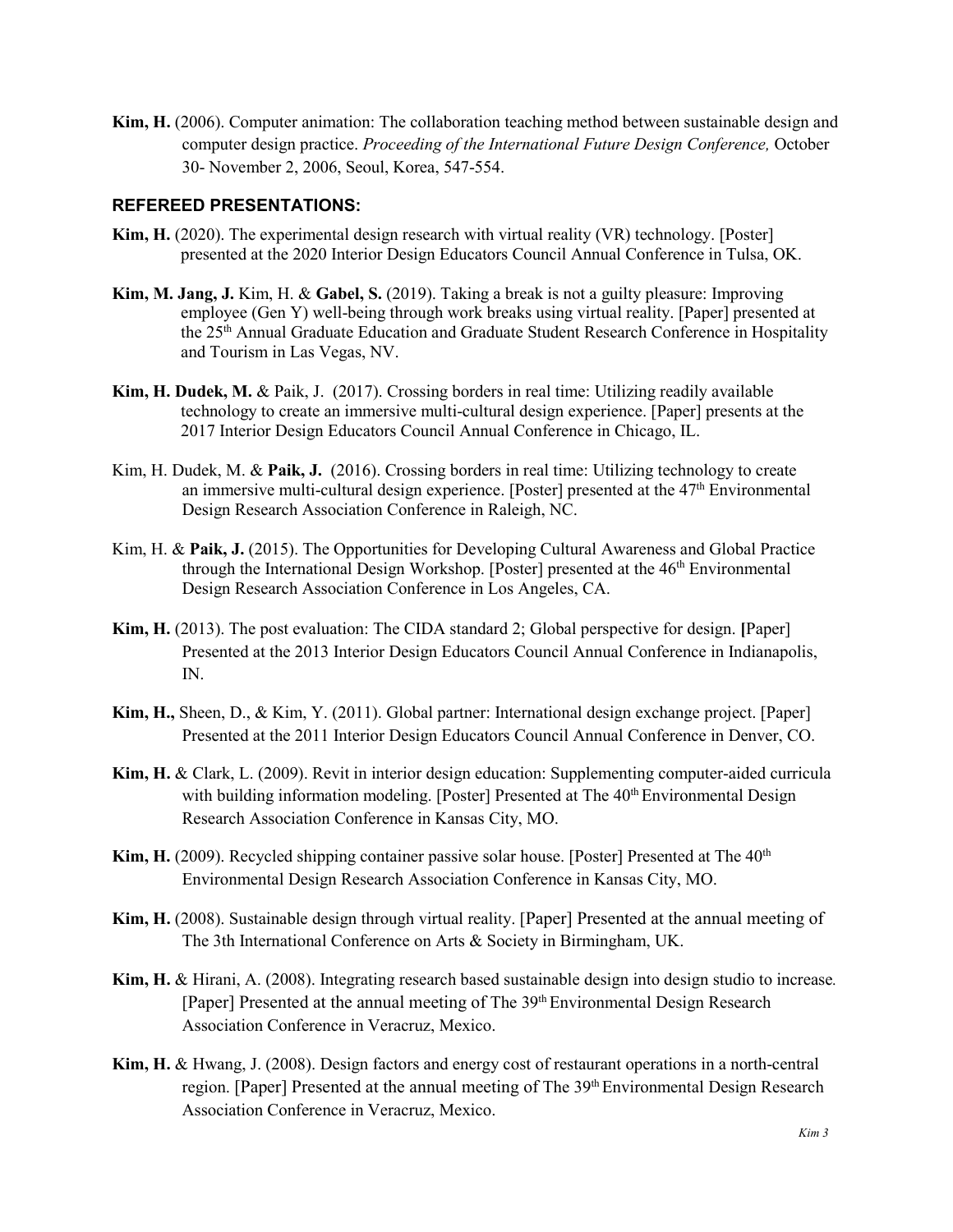**Kim, H.** (2006). Computer animation: The collaboration teaching method between sustainable design and computer design practice. *Proceeding of the International Future Design Conference,* October 30- November 2, 2006, Seoul, Korea, 547-554.

### REFEREED PRESENTATIONS:

**Kim, H.** (2020). The experimental design research with virtual reality (VR) technology. [Poster] presented at the 2020 Interior Design Educators Council Annual Conference in Tulsa, OK.

**Kim, M. Jang, J.** Kim, H. & **Gabel, S.** (2019). Taking a break is not a guilty pleasure: Improving employee (Gen Y) well-being through work breaks using virtual reality. [Paper] presented at the 25th Annual Graduate Education and Graduate Student Research Conference in Hospitality and Tourism in Las Vegas, NV.

**Kim, H. Dudek, M.** & Paik, J. (2017). Crossing borders in real time: Utilizing readily available technology to create an immersive multi-cultural design experience. [Paper] presents at the 2017 Interior Design Educators Council Annual Conference in Chicago, IL.

Kim, H. Dudek, M. & **Paik, J.** (2016). Crossing borders in real time: Utilizing technology to create an immersive multi-cultural design experience. [Poster] presented at the 47th Environmental Design Research Association Conference in Raleigh, NC.

Kim, H. & **Paik, J.** (2015). The Opportunities for Developing Cultural Awareness and Global Practice through the International Design Workshop. [Poster] presented at the 46th Environmental Design Research Association Conference in Los Angeles, CA.

**Kim, H.** (2013). The post evaluation: The CIDA standard 2; Global perspective for design. **[**Paper] Presented at the 2013 Interior Design Educators Council Annual Conference in Indianapolis, IN.

**Kim, H.,** Sheen, D., & Kim, Y. (2011). Global partner: International design exchange project. [Paper] Presented at the 2011 Interior Design Educators Council Annual Conference in Denver, CO.

**Kim, H.** & Clark, L. (2009). Revit in interior design education: Supplementing computer-aided curricula with building information modeling. [Poster] Presented at The 40th Environmental Design Research Association Conference in Kansas City, MO.

**Kim, H.** (2009). Recycled shipping container passive solar house. [Poster] Presented at The 40th Environmental Design Research Association Conference in Kansas City, MO.

**Kim, H.** (2008). Sustainable design through virtual reality. [Paper] Presented at the annual meeting of The 3th International Conference on Arts & Society in Birmingham, UK.

**Kim, H.** & Hirani, A. (2008). Integrating research based sustainable design into design studio to increase. [Paper] Presented at the annual meeting of The 39th Environmental Design Research Association Conference in Veracruz, Mexico.

**Kim, H.** & Hwang, J. (2008). Design factors and energy cost of restaurant operations in a north-central region. [Paper] Presented at the annual meeting of The 39th Environmental Design Research Association Conference in Veracruz, Mexico.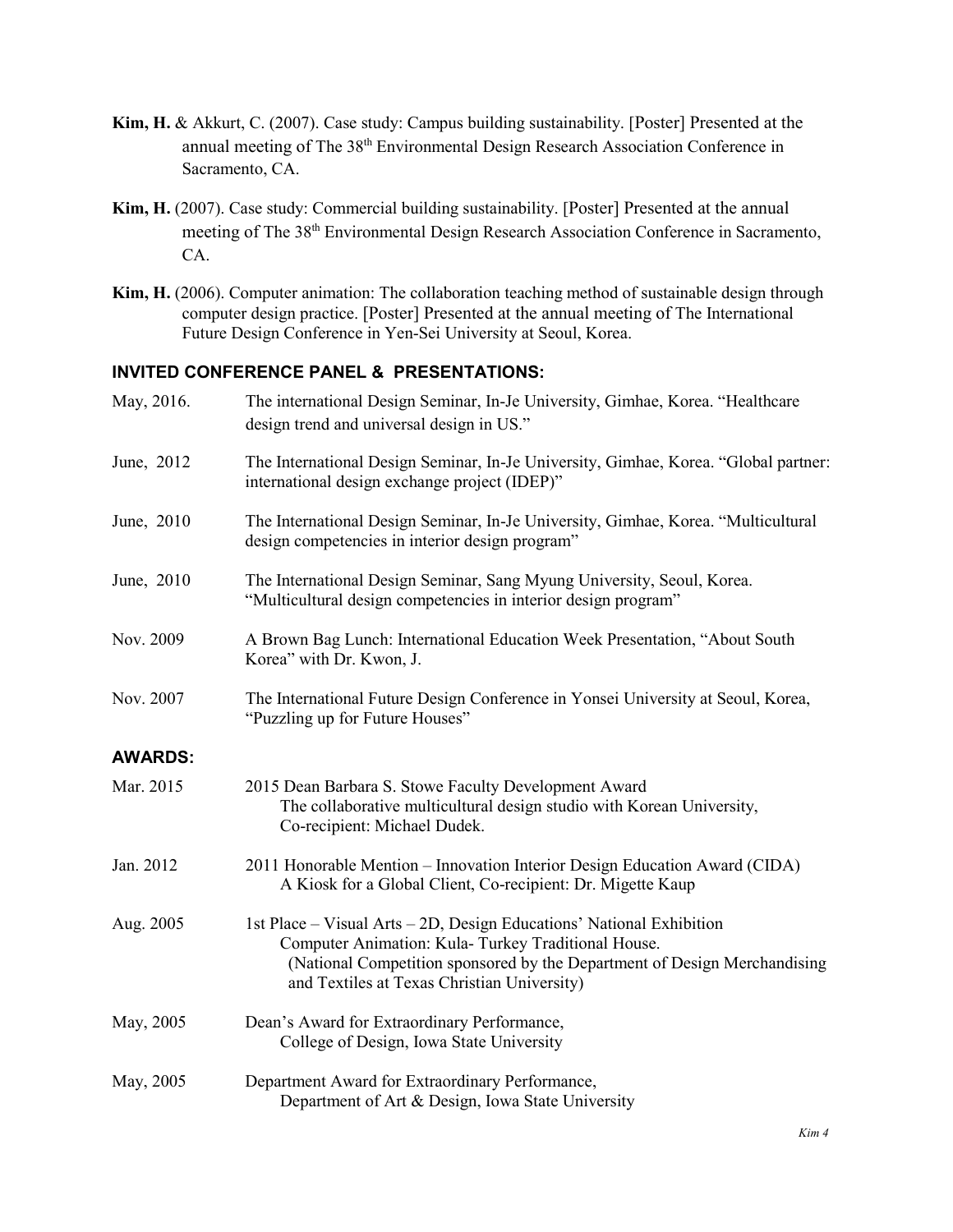**Kim, H.** & Akkurt, C. (2007). Case study: Campus building sustainability. [Poster] Presented at the annual meeting of The 38th Environmental Design Research Association Conference in Sacramento, CA.

**Kim, H.** (2007). Case study: Commercial building sustainability. [Poster] Presented at the annual meeting of The 38th Environmental Design Research Association Conference in Sacramento, CA.

**Kim, H.** (2006). Computer animation: The collaboration teaching method of sustainable design through computer design practice. [Poster] Presented at the annual meeting of The International Future Design Conference in Yen-Sei University at Seoul, Korea.

## INVITED CONFERENCE PANEL & PRESENTATIONS:

May, 2016. The international Design Seminar, In-Je University, Gimhae, Korea. "Healthcare design trend and universal design in US."

June, 2012 The International Design Seminar, In-Je University, Gimhae, Korea. "Global partner: international design exchange project (IDEP)"

June, 2010 The International Design Seminar, In-Je University, Gimhae, Korea. "Multicultural design competencies in interior design program"

June, 2010 The International Design Seminar, Sang Myung University, Seoul, Korea. "Multicultural design competencies in interior design program"

Nov. 2009 A Brown Bag Lunch: International Education Week Presentation, "About South Korea" with Dr. Kwon, J.

Nov. 2007 The International Future Design Conference in Yonsei University at Seoul, Korea, "Puzzling up for Future Houses"

## AWARDS:

Mar. 2015 2015 Dean Barbara S. Stowe Faculty Development Award
The collaborative multicultural design studio with Korean University, Co-recipient: Michael Dudek.

Jan. 2012 2011 Honorable Mention – Innovation Interior Design Education Award (CIDA)
A Kiosk for a Global Client, Co-recipient: Dr. Migette Kaup

Aug. 2005 1st Place – Visual Arts – 2D, Design Educations' National Exhibition
Computer Animation: Kula- Turkey Traditional House.
(National Competition sponsored by the Department of Design Merchandising and Textiles at Texas Christian University)

May, 2005 Dean's Award for Extraordinary Performance,
College of Design, Iowa State University

May, 2005 Department Award for Extraordinary Performance,
Department of Art & Design, Iowa State University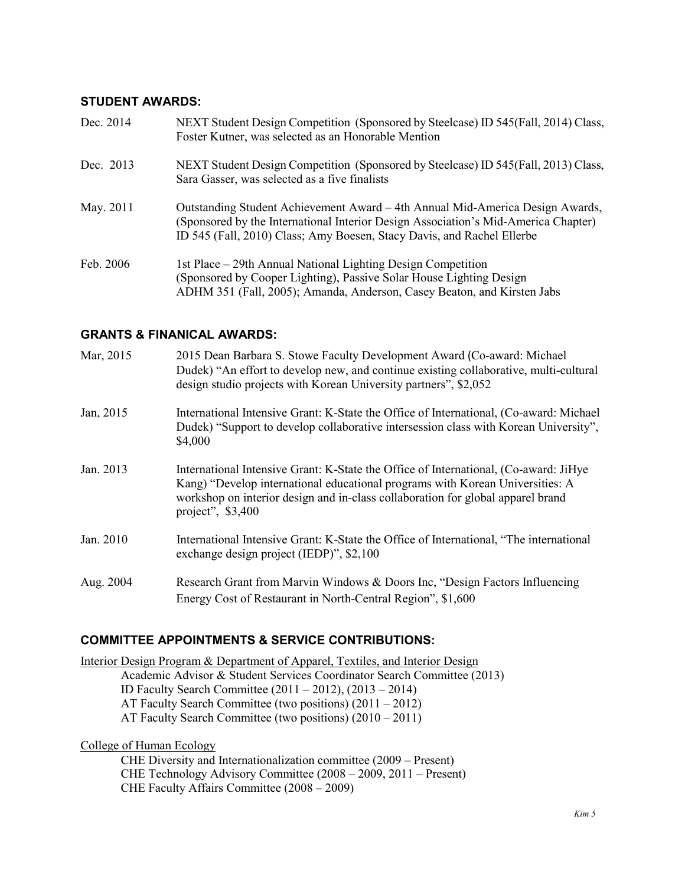### STUDENT AWARDS:

Dec. 2014 NEXT Student Design Competition (Sponsored by Steelcase) ID 545(Fall, 2014) Class, Foster Kutner, was selected as an Honorable Mention

Dec. 2013 NEXT Student Design Competition (Sponsored by Steelcase) ID 545(Fall, 2013) Class, Sara Gasser, was selected as a five finalists

May. 2011 Outstanding Student Achievement Award – 4th Annual Mid-America Design Awards, (Sponsored by the International Interior Design Association's Mid-America Chapter) ID 545 (Fall, 2010) Class; Amy Boesen, Stacy Davis, and Rachel Ellerbe

Feb. 2006 1st Place – 29th Annual National Lighting Design Competition (Sponsored by Cooper Lighting), Passive Solar House Lighting Design ADHM 351 (Fall, 2005); Amanda, Anderson, Casey Beaton, and Kirsten Jabs

### GRANTS & FINANICAL AWARDS:

Mar, 2015 2015 Dean Barbara S. Stowe Faculty Development Award (Co-award: Michael Dudek) "An effort to develop new, and continue existing collaborative, multi-cultural design studio projects with Korean University partners", $2,052

Jan, 2015 International Intensive Grant: K-State the Office of International, (Co-award: Michael Dudek) "Support to develop collaborative intersession class with Korean University", $4,000

Jan. 2013 International Intensive Grant: K-State the Office of International, (Co-award: JiHye Kang) "Develop international educational programs with Korean Universities: A workshop on interior design and in-class collaboration for global apparel brand project", $3,400

Jan. 2010 International Intensive Grant: K-State the Office of International, "The international exchange design project (IEDP)", $2,100

Aug. 2004 Research Grant from Marvin Windows & Doors Inc, "Design Factors Influencing Energy Cost of Restaurant in North-Central Region", $1,600

### COMMITTEE APPOINTMENTS & SERVICE CONTRIBUTIONS:

Interior Design Program & Department of Apparel, Textiles, and Interior Design

- Academic Advisor & Student Services Coordinator Search Committee (2013)
- ID Faculty Search Committee (2011 – 2012), (2013 – 2014)
- AT Faculty Search Committee (two positions) (2011 – 2012)
- AT Faculty Search Committee (two positions) (2010 – 2011)

College of Human Ecology

- CHE Diversity and Internationalization committee (2009 – Present)
- CHE Technology Advisory Committee (2008 – 2009, 2011 – Present)
- CHE Faculty Affairs Committee (2008 – 2009)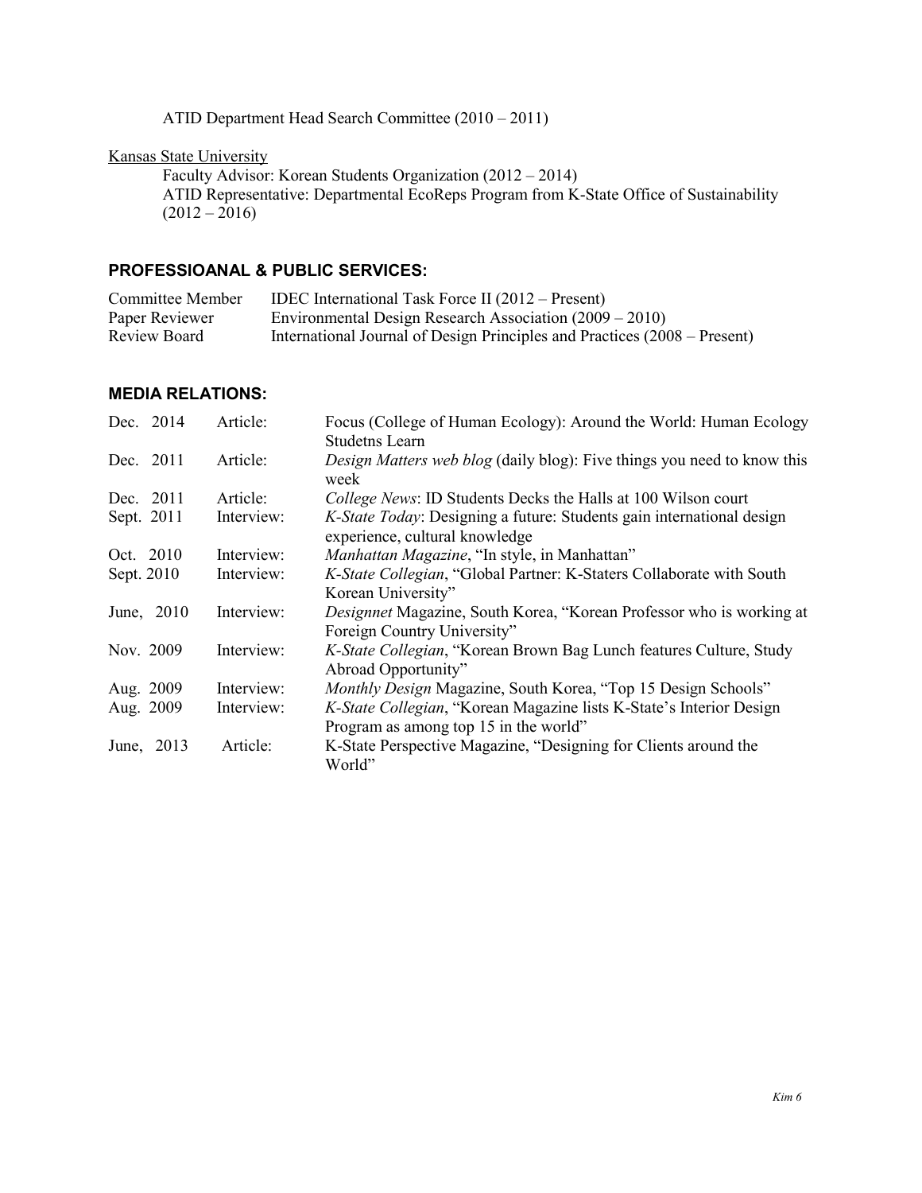ATID Department Head Search Committee (2010 – 2011)

Kansas State University

Faculty Advisor: Korean Students Organization (2012 – 2014)
ATID Representative: Departmental EcoReps Program from K-State Office of Sustainability (2012 – 2016)

### PROFESSIOANAL & PUBLIC SERVICES:

| | |
|---|---|
| Committee Member | IDEC International Task Force II (2012 – Present) |
| Paper Reviewer | Environmental Design Research Association (2009 – 2010) |
| Review Board | International Journal of Design Principles and Practices (2008 – Present) |

### MEDIA RELATIONS:

| | | |
|---|---|---|
| Dec. 2014 | Article: | Focus (College of Human Ecology): Around the World: Human Ecology Studetns Learn |
| Dec. 2011 | Article: | *Design Matters web blog* (daily blog): Five things you need to know this week |
| Dec. 2011 | Article: | *College News*: ID Students Decks the Halls at 100 Wilson court |
| Sept. 2011 | Interview: | *K-State Today*: Designing a future: Students gain international design experience, cultural knowledge |
| Oct. 2010 | Interview: | *Manhattan Magazine*, "In style, in Manhattan" |
| Sept. 2010 | Interview: | *K-State Collegian*, "Global Partner: K-Staters Collaborate with South Korean University" |
| June, 2010 | Interview: | *Designnet* Magazine, South Korea, "Korean Professor who is working at Foreign Country University" |
| Nov. 2009 | Interview: | *K-State Collegian*, "Korean Brown Bag Lunch features Culture, Study Abroad Opportunity" |
| Aug. 2009 | Interview: | *Monthly Design* Magazine, South Korea, "Top 15 Design Schools" |
| Aug. 2009 | Interview: | *K-State Collegian*, "Korean Magazine lists K-State's Interior Design Program as among top 15 in the world" |
| June, 2013 | Article: | K-State Perspective Magazine, "Designing for Clients around the World" |